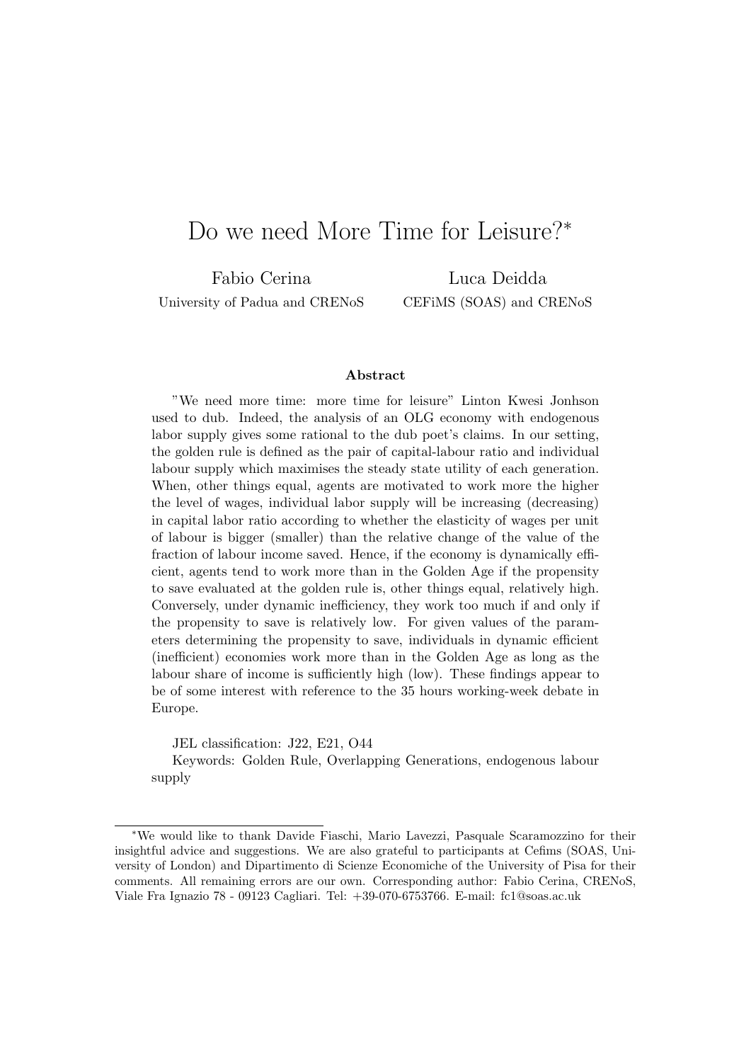# Do we need More Time for Leisure?*

Fabio Cerina
University of Padua and CRENoS

Luca Deidda
CEFiMS (SOAS) and CRENoS

### Abstract

"We need more time: more time for leisure" Linton Kwesi Jonhson used to dub. Indeed, the analysis of an OLG economy with endogenous labor supply gives some rational to the dub poet's claims. In our setting, the golden rule is defined as the pair of capital-labour ratio and individual labour supply which maximises the steady state utility of each generation. When, other things equal, agents are motivated to work more the higher the level of wages, individual labor supply will be increasing (decreasing) in capital labor ratio according to whether the elasticity of wages per unit of labour is bigger (smaller) than the relative change of the value of the fraction of labour income saved. Hence, if the economy is dynamically efficient, agents tend to work more than in the Golden Age if the propensity to save evaluated at the golden rule is, other things equal, relatively high. Conversely, under dynamic inefficiency, they work too much if and only if the propensity to save is relatively low. For given values of the parameters determining the propensity to save, individuals in dynamic efficient (inefficient) economies work more than in the Golden Age as long as the labour share of income is sufficiently high (low). These findings appear to be of some interest with reference to the 35 hours working-week debate in Europe.

JEL classification: J22, E21, O44

Keywords: Golden Rule, Overlapping Generations, endogenous labour supply

---

*We would like to thank Davide Fiaschi, Mario Lavezzi, Pasquale Scaramozzino for their insightful advice and suggestions. We are also grateful to participants at Cefims (SOAS, University of London) and Dipartimento di Scienze Economiche of the University of Pisa for their comments. All remaining errors are our own. Corresponding author: Fabio Cerina, CRENoS, Viale Fra Ignazio 78 - 09123 Cagliari. Tel: +39-070-6753766. E-mail: fc1@soas.ac.uk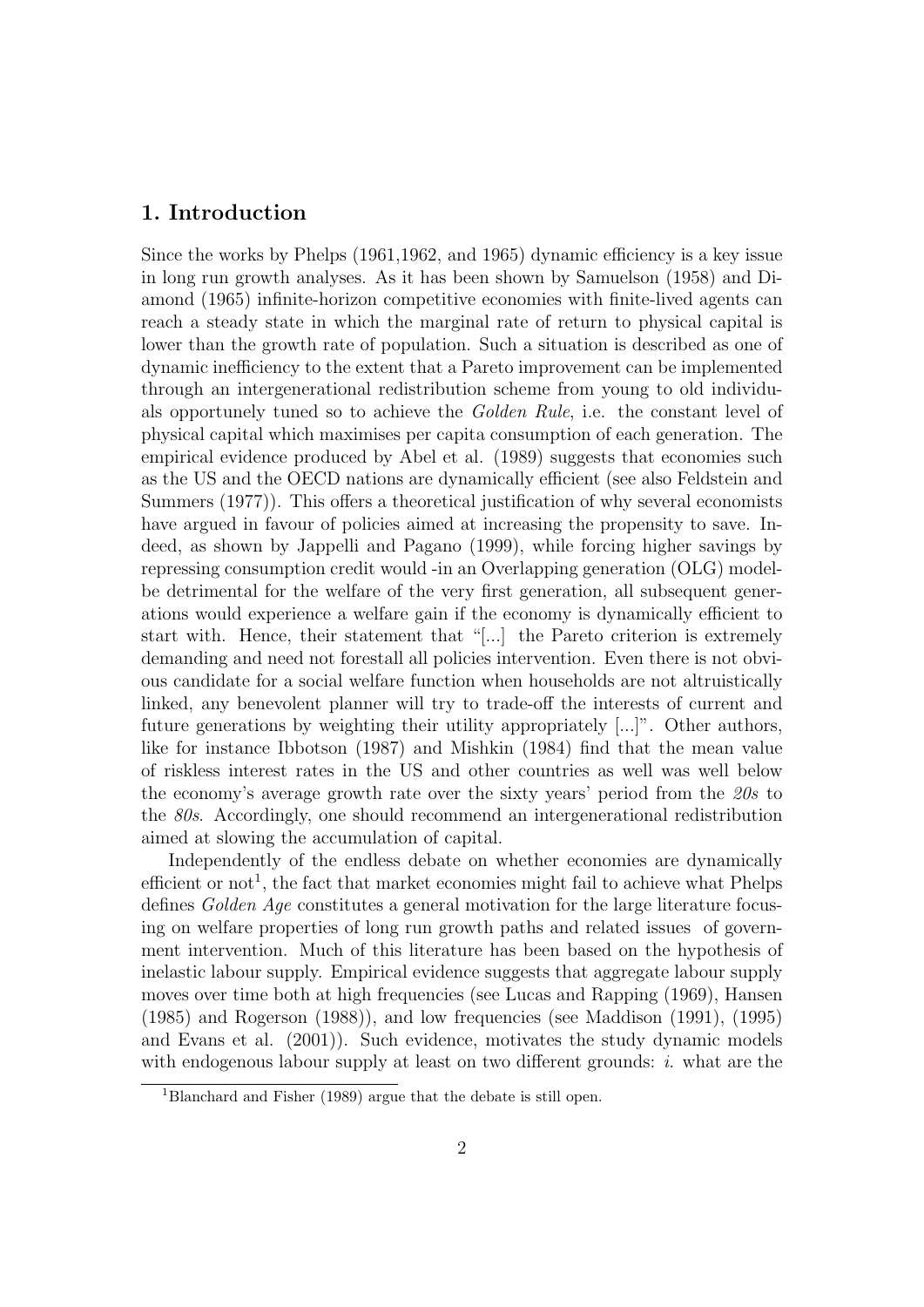## 1. Introduction

Since the works by Phelps (1961,1962, and 1965) dynamic efficiency is a key issue in long run growth analyses. As it has been shown by Samuelson (1958) and Diamond (1965) infinite-horizon competitive economies with finite-lived agents can reach a steady state in which the marginal rate of return to physical capital is lower than the growth rate of population. Such a situation is described as one of dynamic inefficiency to the extent that a Pareto improvement can be implemented through an intergenerational redistribution scheme from young to old individuals opportunely tuned so to achieve the *Golden Rule*, i.e. the constant level of physical capital which maximises per capita consumption of each generation. The empirical evidence produced by Abel et al. (1989) suggests that economies such as the US and the OECD nations are dynamically efficient (see also Feldstein and Summers (1977)). This offers a theoretical justification of why several economists have argued in favour of policies aimed at increasing the propensity to save. Indeed, as shown by Jappelli and Pagano (1999), while forcing higher savings by repressing consumption credit would -in an Overlapping generation (OLG) model-be detrimental for the welfare of the very first generation, all subsequent generations would experience a welfare gain if the economy is dynamically efficient to start with. Hence, their statement that "[...] the Pareto criterion is extremely demanding and need not forestall all policies intervention. Even there is not obvious candidate for a social welfare function when households are not altruistically linked, any benevolent planner will try to trade-off the interests of current and future generations by weighting their utility appropriately [...]". Other authors, like for instance Ibbotson (1987) and Mishkin (1984) find that the mean value of riskless interest rates in the US and other countries as well was well below the economy's average growth rate over the sixty years' period from the *20s* to the *80s*. Accordingly, one should recommend an intergenerational redistribution aimed at slowing the accumulation of capital.

Independently of the endless debate on whether economies are dynamically efficient or not[1], the fact that market economies might fail to achieve what Phelps defines *Golden Age* constitutes a general motivation for the large literature focusing on welfare properties of long run growth paths and related issues of government intervention. Much of this literature has been based on the hypothesis of inelastic labour supply. Empirical evidence suggests that aggregate labour supply moves over time both at high frequencies (see Lucas and Rapping (1969), Hansen (1985) and Rogerson (1988)), and low frequencies (see Maddison (1991), (1995) and Evans et al. (2001)). Such evidence, motivates the study dynamic models with endogenous labour supply at least on two different grounds: *i.* what are the

[1] Blanchard and Fisher (1989) argue that the debate is still open.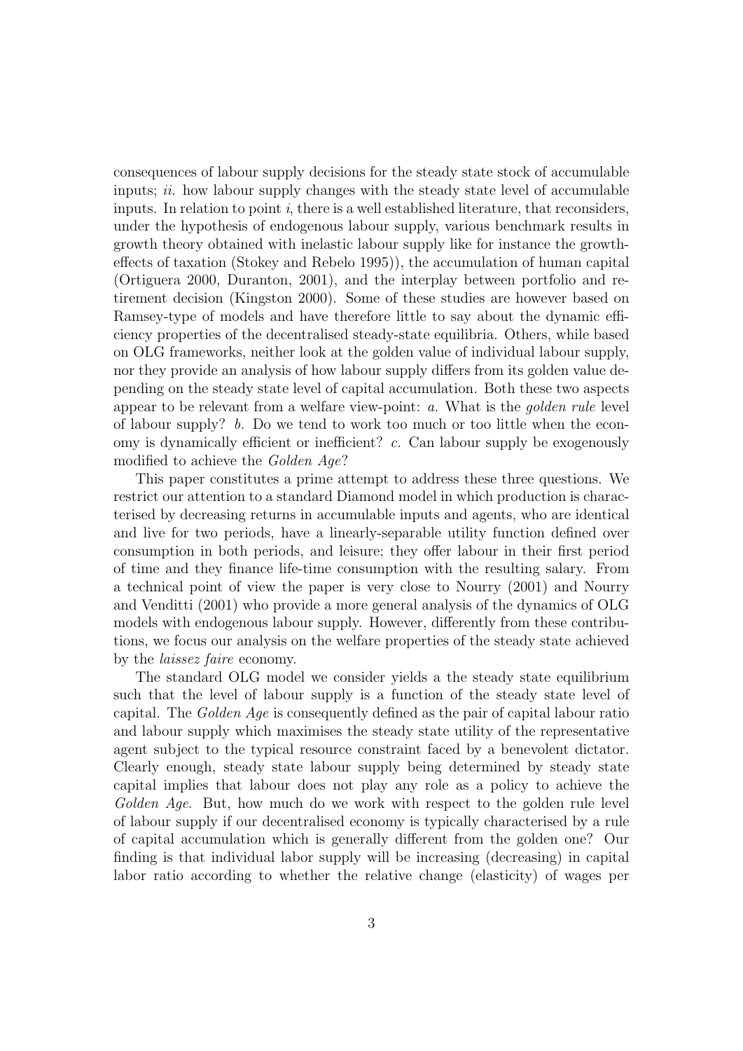consequences of labour supply decisions for the steady state stock of accumulable inputs; *ii.* how labour supply changes with the steady state level of accumulable inputs. In relation to point *i*, there is a well established literature, that reconsiders, under the hypothesis of endogenous labour supply, various benchmark results in growth theory obtained with inelastic labour supply like for instance the growth-effects of taxation (Stokey and Rebelo 1995)), the accumulation of human capital (Ortiguera 2000, Duranton, 2001), and the interplay between portfolio and retirement decision (Kingston 2000). Some of these studies are however based on Ramsey-type of models and have therefore little to say about the dynamic efficiency properties of the decentralised steady-state equilibria. Others, while based on OLG frameworks, neither look at the golden value of individual labour supply, nor they provide an analysis of how labour supply differs from its golden value depending on the steady state level of capital accumulation. Both these two aspects appear to be relevant from a welfare view-point: *a.* What is the *golden rule* level of labour supply? *b.* Do we tend to work too much or too little when the economy is dynamically efficient or inefficient? *c.* Can labour supply be exogenously modified to achieve the *Golden Age*?

This paper constitutes a prime attempt to address these three questions. We restrict our attention to a standard Diamond model in which production is characterised by decreasing returns in accumulable inputs and agents, who are identical and live for two periods, have a linearly-separable utility function defined over consumption in both periods, and leisure; they offer labour in their first period of time and they finance life-time consumption with the resulting salary. From a technical point of view the paper is very close to Nourry (2001) and Nourry and Venditti (2001) who provide a more general analysis of the dynamics of OLG models with endogenous labour supply. However, differently from these contributions, we focus our analysis on the welfare properties of the steady state achieved by the *laissez faire* economy.

The standard OLG model we consider yields a the steady state equilibrium such that the level of labour supply is a function of the steady state level of capital. The *Golden Age* is consequently defined as the pair of capital labour ratio and labour supply which maximises the steady state utility of the representative agent subject to the typical resource constraint faced by a benevolent dictator. Clearly enough, steady state labour supply being determined by steady state capital implies that labour does not play any role as a policy to achieve the *Golden Age*. But, how much do we work with respect to the golden rule level of labour supply if our decentralised economy is typically characterised by a rule of capital accumulation which is generally different from the golden one? Our finding is that individual labor supply will be increasing (decreasing) in capital labor ratio according to whether the relative change (elasticity) of wages per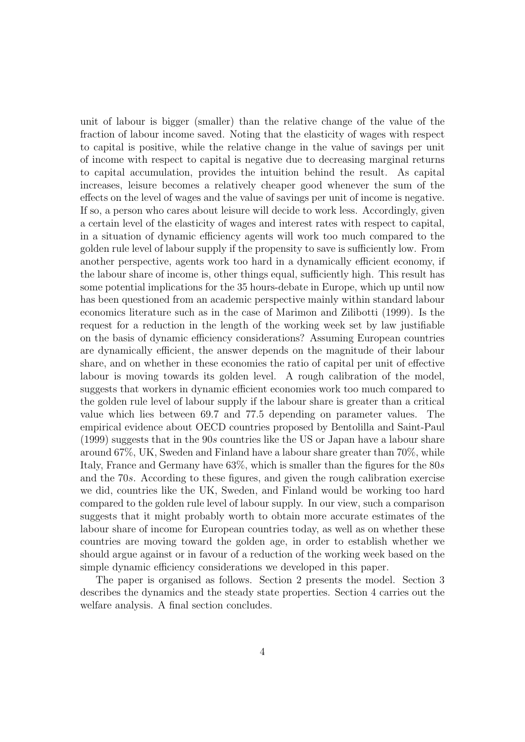unit of labour is bigger (smaller) than the relative change of the value of the fraction of labour income saved. Noting that the elasticity of wages with respect to capital is positive, while the relative change in the value of savings per unit of income with respect to capital is negative due to decreasing marginal returns to capital accumulation, provides the intuition behind the result. As capital increases, leisure becomes a relatively cheaper good whenever the sum of the effects on the level of wages and the value of savings per unit of income is negative. If so, a person who cares about leisure will decide to work less. Accordingly, given a certain level of the elasticity of wages and interest rates with respect to capital, in a situation of dynamic efficiency agents will work too much compared to the golden rule level of labour supply if the propensity to save is sufficiently low. From another perspective, agents work too hard in a dynamically efficient economy, if the labour share of income is, other things equal, sufficiently high. This result has some potential implications for the 35 hours-debate in Europe, which up until now has been questioned from an academic perspective mainly within standard labour economics literature such as in the case of Marimon and Zilibotti (1999). Is the request for a reduction in the length of the working week set by law justifiable on the basis of dynamic efficiency considerations? Assuming European countries are dynamically efficient, the answer depends on the magnitude of their labour share, and on whether in these economies the ratio of capital per unit of effective labour is moving towards its golden level. A rough calibration of the model, suggests that workers in dynamic efficient economies work too much compared to the golden rule level of labour supply if the labour share is greater than a critical value which lies between 69.7 and 77.5 depending on parameter values. The empirical evidence about OECD countries proposed by Bentolilla and Saint-Paul (1999) suggests that in the 90*s* countries like the US or Japan have a labour share around 67%, UK, Sweden and Finland have a labour share greater than 70%, while Italy, France and Germany have 63%, which is smaller than the figures for the 80*s* and the 70*s*. According to these figures, and given the rough calibration exercise we did, countries like the UK, Sweden, and Finland would be working too hard compared to the golden rule level of labour supply. In our view, such a comparison suggests that it might probably worth to obtain more accurate estimates of the labour share of income for European countries today, as well as on whether these countries are moving toward the golden age, in order to establish whether we should argue against or in favour of a reduction of the working week based on the simple dynamic efficiency considerations we developed in this paper.

The paper is organised as follows. Section 2 presents the model. Section 3 describes the dynamics and the steady state properties. Section 4 carries out the welfare analysis. A final section concludes.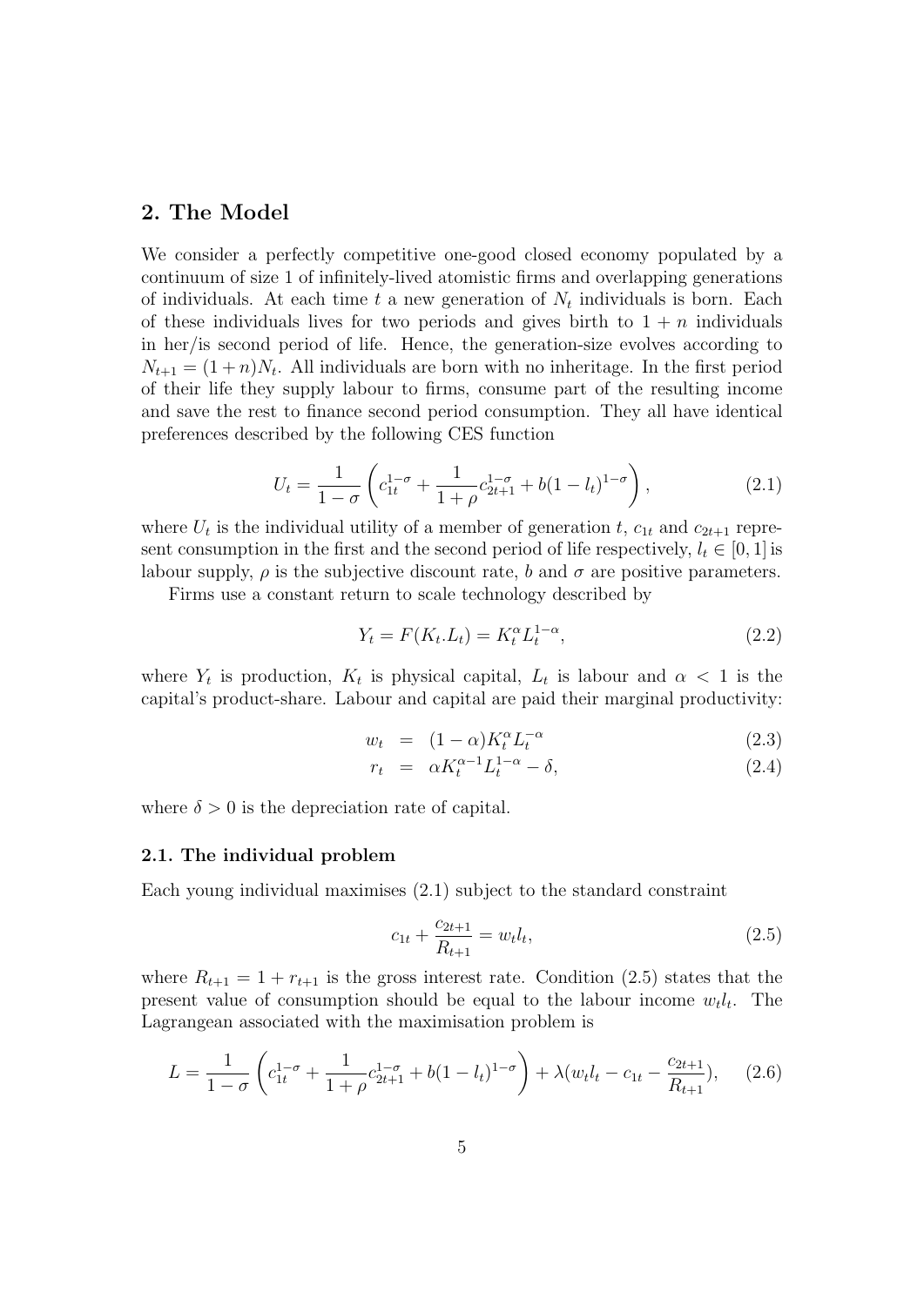## 2. The Model

We consider a perfectly competitive one-good closed economy populated by a continuum of size 1 of infinitely-lived atomistic firms and overlapping generations of individuals. At each time $t$ a new generation of $N_t$ individuals is born. Each of these individuals lives for two periods and gives birth to $1 + n$ individuals in her/is second period of life. Hence, the generation-size evolves according to $N_{t+1} = (1 + n)N_t$. All individuals are born with no inheritage. In the first period of their life they supply labour to firms, consume part of the resulting income and save the rest to finance second period consumption. They all have identical preferences described by the following CES function

$$U_t = \frac{1}{1-\sigma}\left(c_{1t}^{1-\sigma} + \frac{1}{1+\rho}c_{2t+1}^{1-\sigma} + b(1-l_t)^{1-\sigma}\right), \tag{2.1}$$

where $U_t$ is the individual utility of a member of generation $t$, $c_{1t}$ and $c_{2t+1}$ represent consumption in the first and the second period of life respectively, $l_t \in [0, 1]$ is labour supply, $\rho$ is the subjective discount rate, $b$ and $\sigma$ are positive parameters.

Firms use a constant return to scale technology described by

$$Y_t = F(K_t.L_t) = K_t^{\alpha} L_t^{1-\alpha}, \tag{2.2}$$

where $Y_t$ is production, $K_t$ is physical capital, $L_t$ is labour and $\alpha < 1$ is the capital's product-share. Labour and capital are paid their marginal productivity:

$$w_t = (1-\alpha)K_t^{\alpha} L_t^{-\alpha} \tag{2.3}$$

$$r_t = \alpha K_t^{\alpha-1} L_t^{1-\alpha} - \delta, \tag{2.4}$$

where $\delta > 0$ is the depreciation rate of capital.

### 2.1. The individual problem

Each young individual maximises (2.1) subject to the standard constraint

$$c_{1t} + \frac{c_{2t+1}}{R_{t+1}} = w_t l_t, \tag{2.5}$$

where $R_{t+1} = 1 + r_{t+1}$ is the gross interest rate. Condition (2.5) states that the present value of consumption should be equal to the labour income $w_t l_t$. The Lagrangean associated with the maximisation problem is

$$L = \frac{1}{1-\sigma}\left(c_{1t}^{1-\sigma} + \frac{1}{1+\rho}c_{2t+1}^{1-\sigma} + b(1-l_t)^{1-\sigma}\right) + \lambda(w_t l_t - c_{1t} - \frac{c_{2t+1}}{R_{t+1}}), \tag{2.6}$$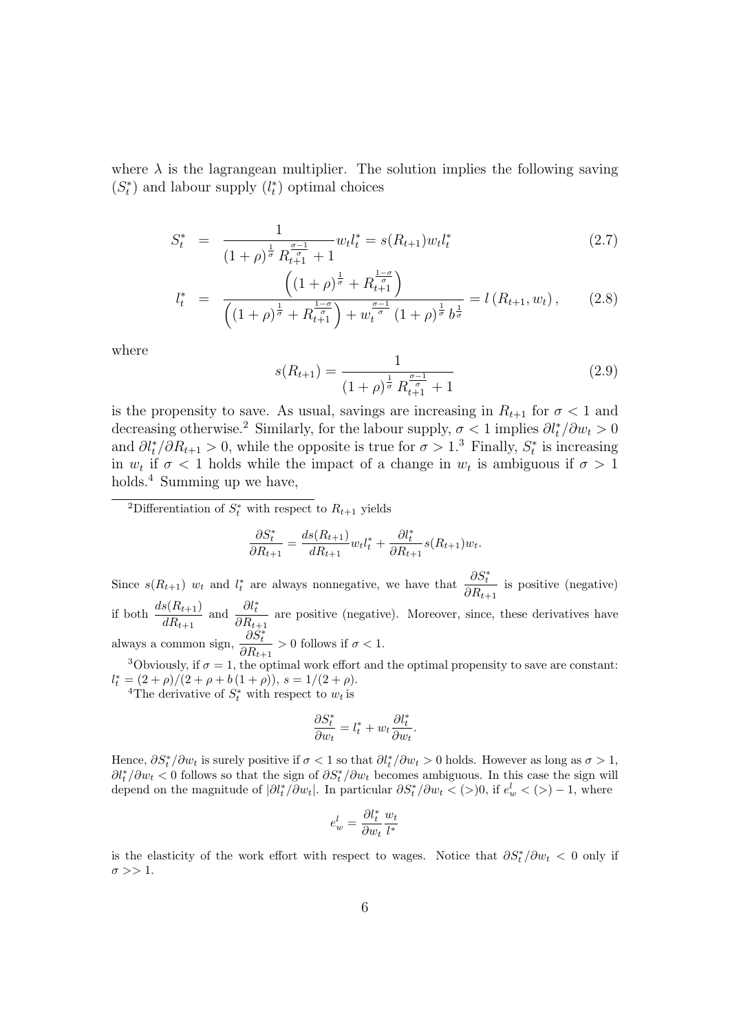where $\lambda$ is the lagrangean multiplier. The solution implies the following saving ($S_t^*$) and labour supply ($l_t^*$) optimal choices

$$S_t^* = \frac{1}{(1+\rho)^{\frac{1}{\sigma}} R_{t+1}^{\frac{\sigma-1}{\sigma}} + 1} w_t l_t^* = s(R_{t+1}) w_t l_t^* \tag{2.7}$$

$$l_t^* = \frac{\left((1+\rho)^{\frac{1}{\sigma}} + R_{t+1}^{\frac{1-\sigma}{\sigma}}\right)}{\left((1+\rho)^{\frac{1}{\sigma}} + R_{t+1}^{\frac{1-\sigma}{\sigma}}\right) + w_t^{\frac{\sigma-1}{\sigma}} (1+\rho)^{\frac{1}{\sigma}} b^{\frac{1}{\sigma}}} = l\left(R_{t+1}, w_t\right), \tag{2.8}$$

where

$$s(R_{t+1}) = \frac{1}{(1+\rho)^{\frac{1}{\sigma}} R_{t+1}^{\frac{\sigma-1}{\sigma}} + 1} \tag{2.9}$$

is the propensity to save. As usual, savings are increasing in $R_{t+1}$ for $\sigma < 1$ and decreasing otherwise.[2] Similarly, for the labour supply, $\sigma < 1$ implies $\partial l_t^* / \partial w_t > 0$ and $\partial l_t^* / \partial R_{t+1} > 0$, while the opposite is true for $\sigma > 1$.[3] Finally, $S_t^*$ is increasing in $w_t$ if $\sigma < 1$ holds while the impact of a change in $w_t$ is ambiguous if $\sigma > 1$ holds.[4] Summing up we have,

---

[2] Differentiation of $S_t^*$ with respect to $R_{t+1}$ yields

$$\frac{\partial S_t^*}{\partial R_{t+1}} = \frac{ds(R_{t+1})}{dR_{t+1}} w_t l_t^* + \frac{\partial l_t^*}{\partial R_{t+1}} s(R_{t+1}) w_t.$$

Since $s(R_{t+1})$ $w_t$ and $l_t^*$ are always nonnegative, we have that $\dfrac{\partial S_t^*}{\partial R_{t+1}}$ is positive (negative) if both $\dfrac{ds(R_{t+1})}{dR_{t+1}}$ and $\dfrac{\partial l_t^*}{\partial R_{t+1}}$ are positive (negative). Moreover, since, these derivatives have always a common sign, $\dfrac{\partial S_t^*}{\partial R_{t+1}} > 0$ follows if $\sigma < 1$.

[3] Obviously, if $\sigma = 1$, the optimal work effort and the optimal propensity to save are constant: $l_t^* = (2+\rho)/(2+\rho+b(1+\rho))$, $s = 1/(2+\rho)$.

[4] The derivative of $S_t^*$ with respect to $w_t$ is

$$\frac{\partial S_t^*}{\partial w_t} = l_t^* + w_t \frac{\partial l_t^*}{\partial w_t}.$$

Hence, $\partial S_t^* / \partial w_t$ is surely positive if $\sigma < 1$ so that $\partial l_t^* / \partial w_t > 0$ holds. However as long as $\sigma > 1$, $\partial l_t^* / \partial w_t < 0$ follows so that the sign of $\partial S_t^* / \partial w_t$ becomes ambiguous. In this case the sign will depend on the magnitude of $|\partial l_t^* / \partial w_t|$. In particular $\partial S_t^* / \partial w_t < (>) 0$, if $e_w^l < (>) -1$, where

$$e_w^l = \frac{\partial l_t^*}{\partial w_t} \frac{w_t}{l^*}$$

is the elasticity of the work effort with respect to wages. Notice that $\partial S_t^* / \partial w_t < 0$ only if $\sigma >> 1$.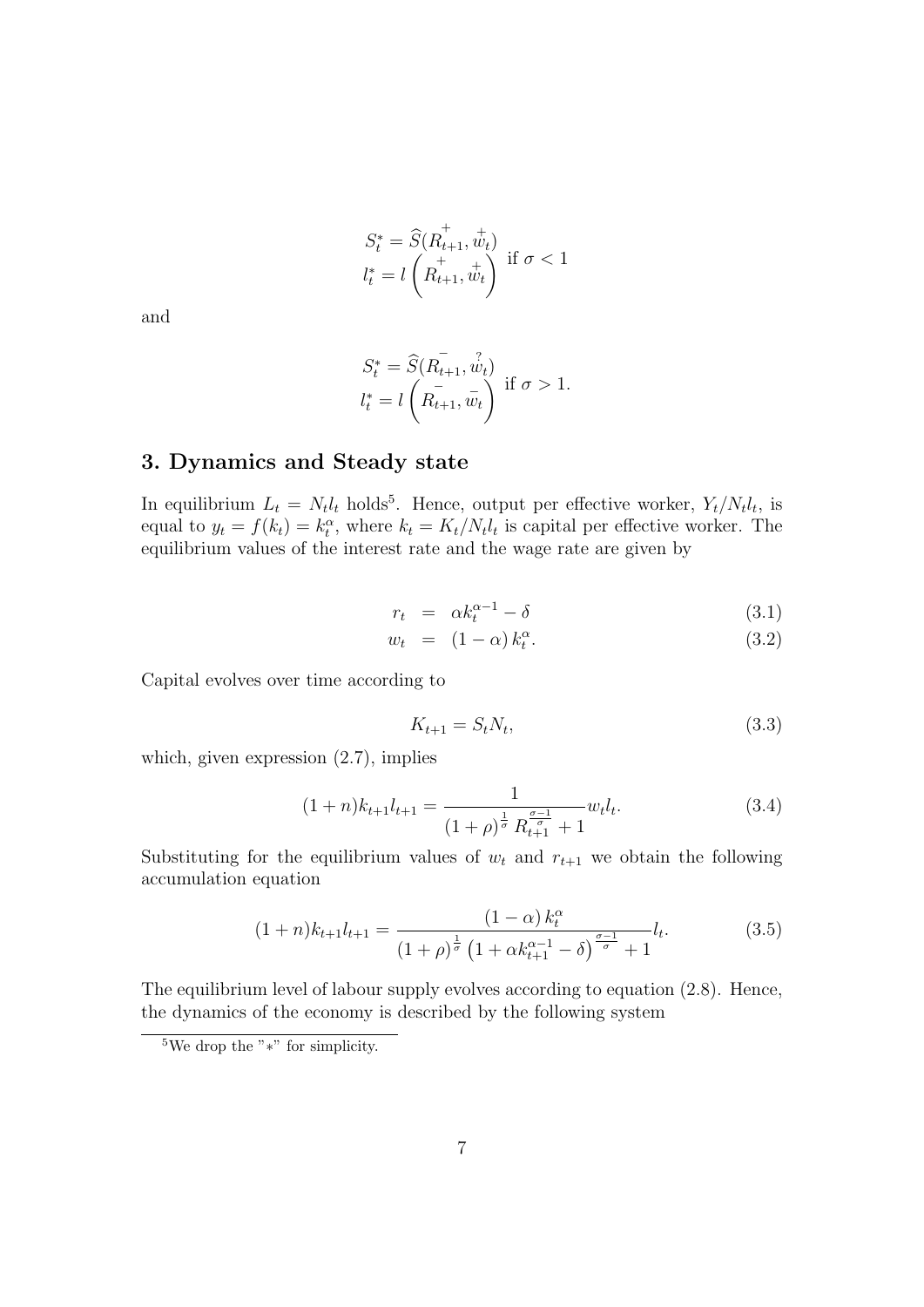$$
\begin{aligned}
S_t^* &= \widehat{S}(\overset{+}{R}_{t+1}, \overset{+}{w}_t) \\
l_t^* &= l\left(\overset{+}{R}_{t+1}, \overset{+}{w}_t\right)
\end{aligned}
\text{ if } \sigma < 1
$$

and

$$
\begin{aligned}
S_t^* &= \widehat{S}(\overset{-}{R}_{t+1}, \overset{?}{w}_t) \\
l_t^* &= l\left(\overset{-}{R}_{t+1}, \overset{-}{w}_t\right)
\end{aligned}
\text{ if } \sigma > 1.
$$

## 3. Dynamics and Steady state

In equilibrium $L_t = N_t l_t$ holds[5]. Hence, output per effective worker, $Y_t / N_t l_t$, is equal to $y_t = f(k_t) = k_t^\alpha$, where $k_t = K_t / N_t l_t$ is capital per effective worker. The equilibrium values of the interest rate and the wage rate are given by

$$
r_t = \alpha k_t^{\alpha - 1} - \delta \tag{3.1}
$$

$$
w_t = (1 - \alpha) k_t^\alpha. \tag{3.2}
$$

Capital evolves over time according to

$$
K_{t+1} = S_t N_t, \tag{3.3}
$$

which, given expression (2.7), implies

$$
(1+n) k_{t+1} l_{t+1} = \frac{1}{(1+\rho)^{\frac{1}{\sigma}} R_{t+1}^{\frac{\sigma-1}{\sigma}} + 1} w_t l_t. \tag{3.4}
$$

Substituting for the equilibrium values of $w_t$ and $r_{t+1}$ we obtain the following accumulation equation

$$
(1+n) k_{t+1} l_{t+1} = \frac{(1-\alpha) k_t^\alpha}{(1+\rho)^{\frac{1}{\sigma}} \left(1 + \alpha k_{t+1}^{\alpha-1} - \delta\right)^{\frac{\sigma-1}{\sigma}} + 1} l_t. \tag{3.5}
$$

The equilibrium level of labour supply evolves according to equation (2.8). Hence, the dynamics of the economy is described by the following system

[5] We drop the "$*$" for simplicity.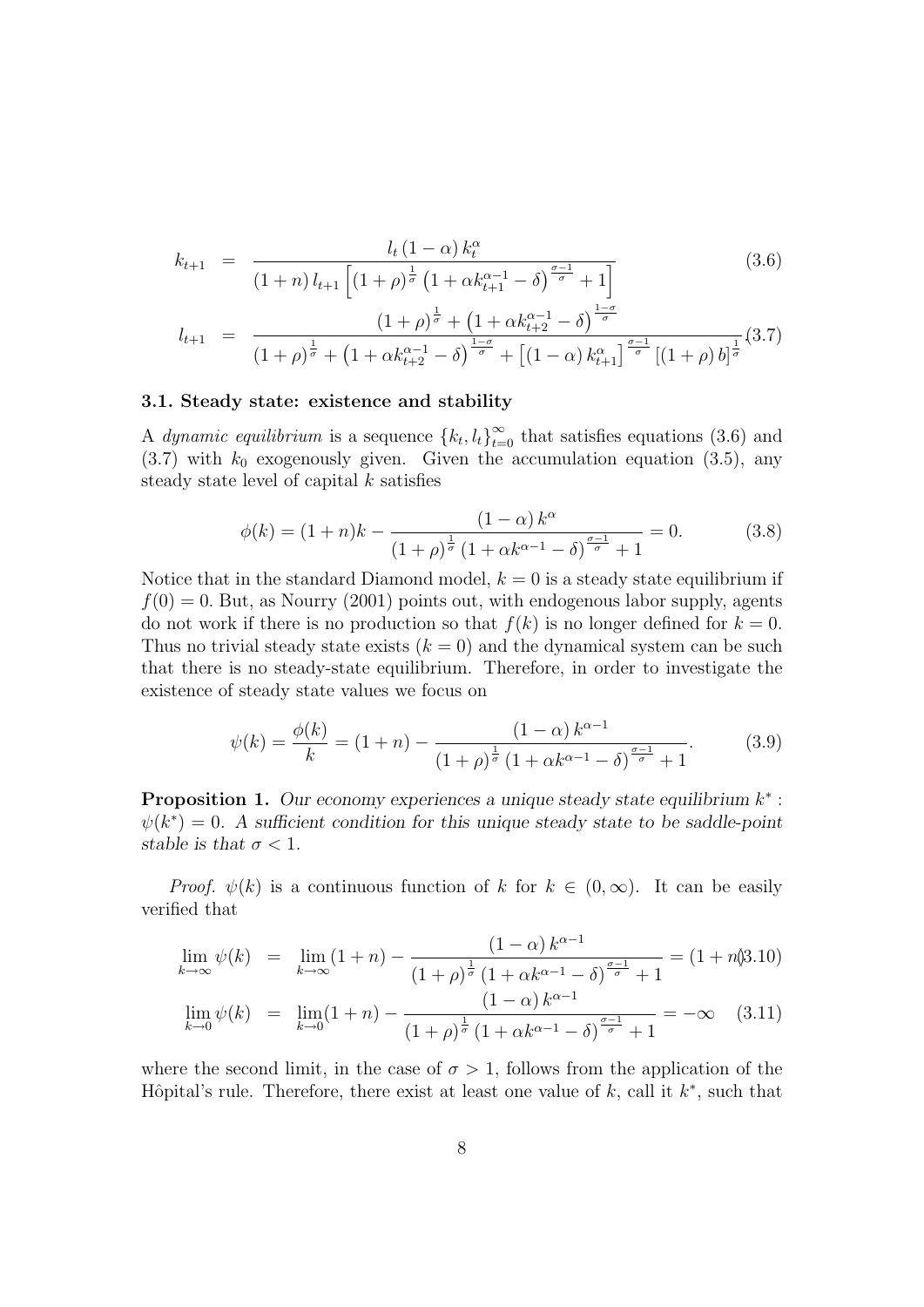$$
\begin{aligned}
k_{t+1} &= \frac{l_t (1-\alpha) k_t^\alpha}{(1+n) l_{t+1} \left[ (1+\rho)^{\frac{1}{\sigma}} \left( 1 + \alpha k_{t+1}^{\alpha-1} - \delta \right)^{\frac{\sigma-1}{\sigma}} + 1 \right]} \qquad (3.6) \\
l_{t+1} &= \frac{(1+\rho)^{\frac{1}{\sigma}} + \left( 1 + \alpha k_{t+2}^{\alpha-1} - \delta \right)^{\frac{1-\sigma}{\sigma}}}{(1+\rho)^{\frac{1}{\sigma}} + \left( 1 + \alpha k_{t+2}^{\alpha-1} - \delta \right)^{\frac{1-\sigma}{\sigma}} + \left[ (1-\alpha) k_{t+1}^\alpha \right]^{\frac{\sigma-1}{\sigma}} \left[ (1+\rho) b \right]^{\frac{1}{\sigma}}} \qquad (3.7)
\end{aligned}
$$

### 3.1. Steady state: existence and stability

A *dynamic equilibrium* is a sequence $\{k_t, l_t\}_{t=0}^\infty$ that satisfies equations (3.6) and (3.7) with $k_0$ exogenously given. Given the accumulation equation (3.5), any steady state level of capital $k$ satisfies

$$
\phi(k) = (1+n)k - \frac{(1-\alpha) k^\alpha}{(1+\rho)^{\frac{1}{\sigma}} \left( 1 + \alpha k^{\alpha-1} - \delta \right)^{\frac{\sigma-1}{\sigma}} + 1} = 0. \qquad (3.8)
$$

Notice that in the standard Diamond model, $k = 0$ is a steady state equilibrium if $f(0) = 0$. But, as Nourry (2001) points out, with endogenous labor supply, agents do not work if there is no production so that $f(k)$ is no longer defined for $k = 0$. Thus no trivial steady state exists ($k = 0$) and the dynamical system can be such that there is no steady-state equilibrium. Therefore, in order to investigate the existence of steady state values we focus on

$$
\psi(k) = \frac{\phi(k)}{k} = (1+n) - \frac{(1-\alpha) k^{\alpha-1}}{(1+\rho)^{\frac{1}{\sigma}} \left( 1 + \alpha k^{\alpha-1} - \delta \right)^{\frac{\sigma-1}{\sigma}} + 1}. \qquad (3.9)
$$

**Proposition 1.** *Our economy experiences a unique steady state equilibrium $k^*$ : $\psi(k^*) = 0$. A sufficient condition for this unique steady state to be saddle-point stable is that $\sigma < 1$.*

*Proof.* $\psi(k)$ is a continuous function of $k$ for $k \in (0, \infty)$. It can be easily verified that

$$
\begin{aligned}
\lim_{k \to \infty} \psi(k) &= \lim_{k \to \infty} (1+n) - \frac{(1-\alpha) k^{\alpha-1}}{(1+\rho)^{\frac{1}{\sigma}} \left( 1 + \alpha k^{\alpha-1} - \delta \right)^{\frac{\sigma-1}{\sigma}} + 1} = (1+n) \qquad (3.10) \\
\lim_{k \to 0} \psi(k) &= \lim_{k \to 0} (1+n) - \frac{(1-\alpha) k^{\alpha-1}}{(1+\rho)^{\frac{1}{\sigma}} \left( 1 + \alpha k^{\alpha-1} - \delta \right)^{\frac{\sigma-1}{\sigma}} + 1} = -\infty \qquad (3.11)
\end{aligned}
$$

where the second limit, in the case of $\sigma > 1$, follows from the application of the Hôpital's rule. Therefore, there exist at least one value of $k$, call it $k^*$, such that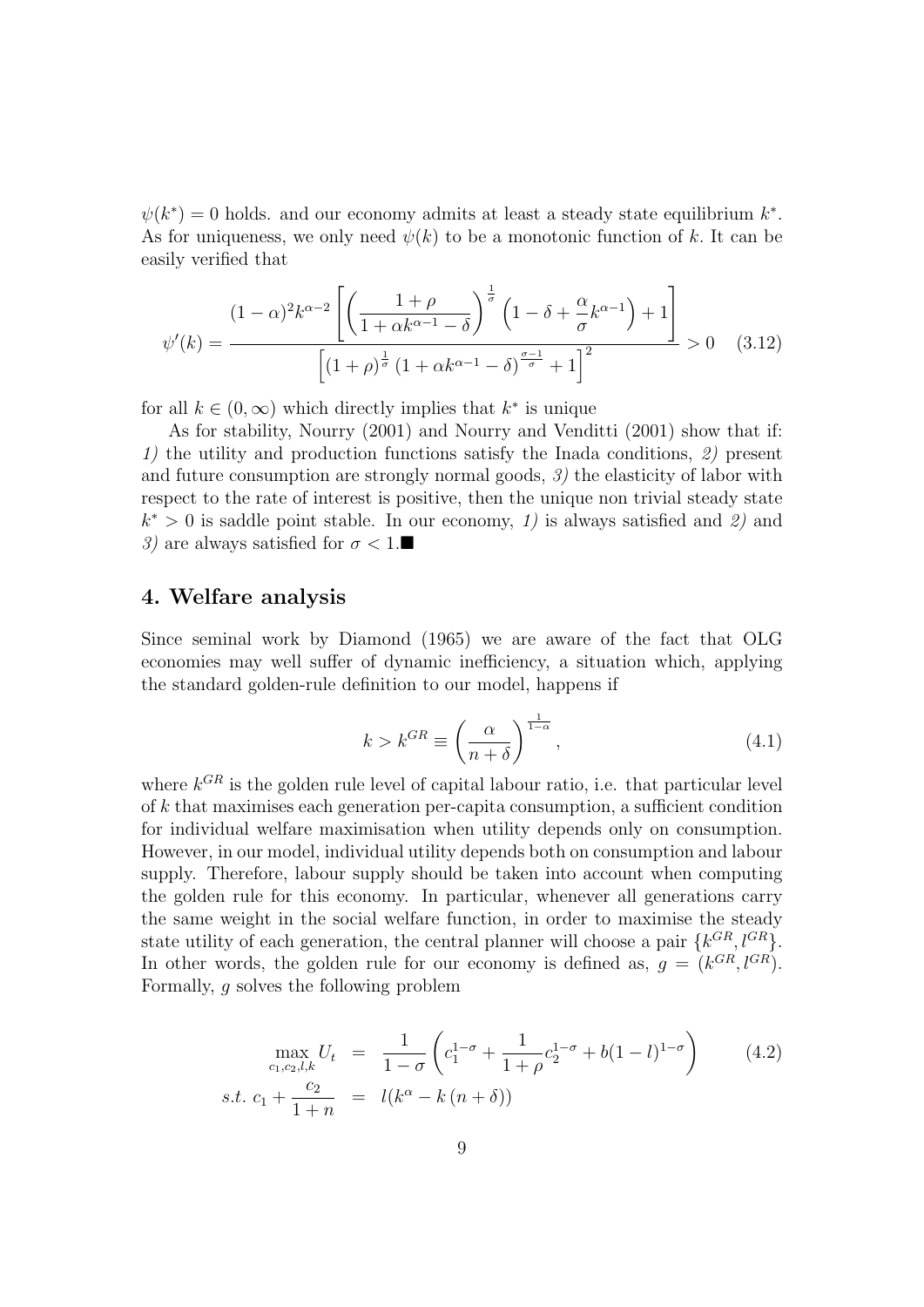$\psi(k^*) = 0$ holds. and our economy admits at least a steady state equilibrium $k^*$. As for uniqueness, we only need $\psi(k)$ to be a monotonic function of $k$. It can be easily verified that

$$\psi'(k) = \frac{(1-\alpha)^2 k^{\alpha-2}\left[\left(\dfrac{1+\rho}{1+\alpha k^{\alpha-1}-\delta}\right)^{\frac{1}{\sigma}}\left(1-\delta+\dfrac{\alpha}{\sigma}k^{\alpha-1}\right)+1\right]}{\left[(1+\rho)^{\frac{1}{\sigma}}\left(1+\alpha k^{\alpha-1}-\delta\right)^{\frac{\sigma-1}{\sigma}}+1\right]^2} > 0 \quad (3.12)$$

for all $k \in (0, \infty)$ which directly implies that $k^*$ is unique

As for stability, Nourry (2001) and Nourry and Venditti (2001) show that if: *1)* the utility and production functions satisfy the Inada conditions, *2)* present and future consumption are strongly normal goods, *3)* the elasticity of labor with respect to the rate of interest is positive, then the unique non trivial steady state $k^* > 0$ is saddle point stable. In our economy, *1)* is always satisfied and *2)* and *3)* are always satisfied for $\sigma < 1$.■

## 4. Welfare analysis

Since seminal work by Diamond (1965) we are aware of the fact that OLG economies may well suffer of dynamic inefficiency, a situation which, applying the standard golden-rule definition to our model, happens if

$$k > k^{GR} \equiv \left(\frac{\alpha}{n+\delta}\right)^{\frac{1}{1-\alpha}}, \quad (4.1)$$

where $k^{GR}$ is the golden rule level of capital labour ratio, i.e. that particular level of $k$ that maximises each generation per-capita consumption, a sufficient condition for individual welfare maximisation when utility depends only on consumption. However, in our model, individual utility depends both on consumption and labour supply. Therefore, labour supply should be taken into account when computing the golden rule for this economy. In particular, whenever all generations carry the same weight in the social welfare function, in order to maximise the steady state utility of each generation, the central planner will choose a pair $\{k^{GR}, l^{GR}\}$. In other words, the golden rule for our economy is defined as, $g = (k^{GR}, l^{GR})$. Formally, $g$ solves the following problem

$$\begin{aligned} \max_{c_1,c_2,l,k} U_t &= \frac{1}{1-\sigma}\left(c_1^{1-\sigma} + \frac{1}{1+\rho}c_2^{1-\sigma} + b(1-l)^{1-\sigma}\right) \quad (4.2) \\ s.t.\ c_1 + \frac{c_2}{1+n} &= l(k^\alpha - k\,(n+\delta)) \end{aligned}$$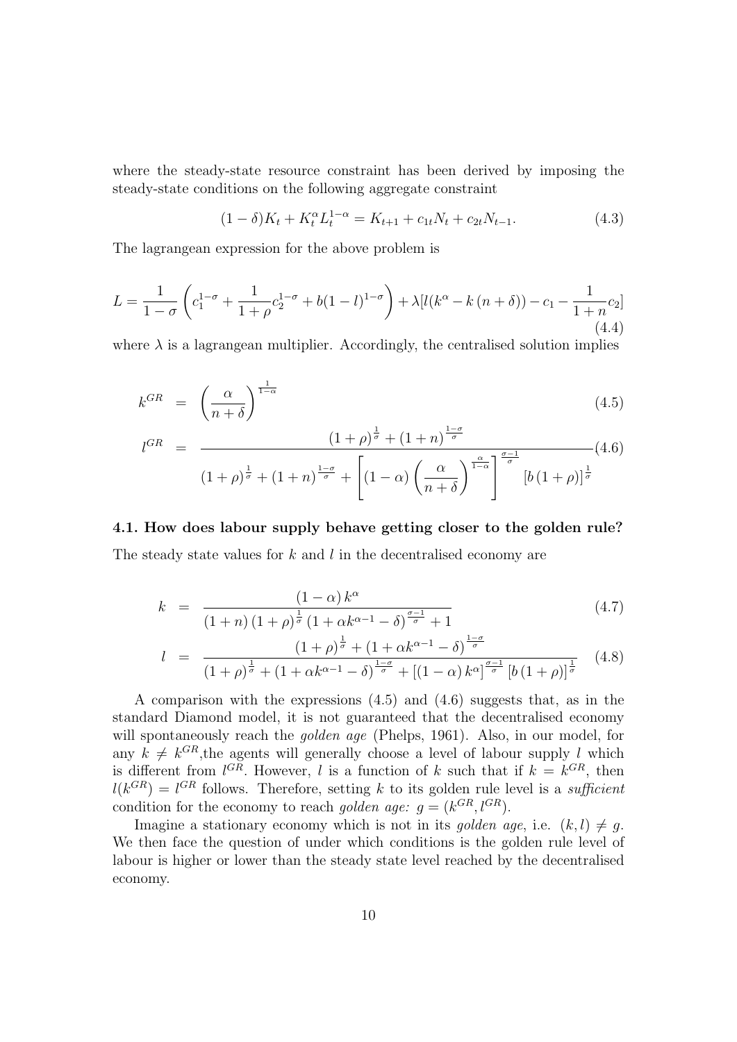where the steady-state resource constraint has been derived by imposing the steady-state conditions on the following aggregate constraint

$$(1-\delta)K_t + K_t^{\alpha}L_t^{1-\alpha} = K_{t+1} + c_{1t}N_t + c_{2t}N_{t-1}. \tag{4.3}$$

The lagrangean expression for the above problem is

$$L = \frac{1}{1-\sigma}\left(c_1^{1-\sigma} + \frac{1}{1+\rho}c_2^{1-\sigma} + b(1-l)^{1-\sigma}\right) + \lambda[l(k^{\alpha} - k\,(n+\delta)) - c_1 - \frac{1}{1+n}c_2] \tag{4.4}$$

where $\lambda$ is a lagrangean multiplier. Accordingly, the centralised solution implies

$$k^{GR} = \left(\frac{\alpha}{n+\delta}\right)^{\frac{1}{1-\alpha}} \tag{4.5}$$

$$l^{GR} = \frac{(1+\rho)^{\frac{1}{\sigma}} + (1+n)^{\frac{1-\sigma}{\sigma}}}{(1+\rho)^{\frac{1}{\sigma}} + (1+n)^{\frac{1-\sigma}{\sigma}} + \left[(1-\alpha)\left(\frac{\alpha}{n+\delta}\right)^{\frac{\alpha}{1-\alpha}}\right]^{\frac{\sigma-1}{\sigma}}[b\,(1+\rho)]^{\frac{1}{\sigma}}} \tag{4.6}$$

### 4.1. How does labour supply behave getting closer to the golden rule?

The steady state values for $k$ and $l$ in the decentralised economy are

$$k = \frac{(1-\alpha)\,k^{\alpha}}{(1+n)\,(1+\rho)^{\frac{1}{\sigma}}\left(1+\alpha k^{\alpha-1}-\delta\right)^{\frac{\sigma-1}{\sigma}} + 1} \tag{4.7}$$

$$l = \frac{(1+\rho)^{\frac{1}{\sigma}} + \left(1+\alpha k^{\alpha-1}-\delta\right)^{\frac{1-\sigma}{\sigma}}}{(1+\rho)^{\frac{1}{\sigma}} + \left(1+\alpha k^{\alpha-1}-\delta\right)^{\frac{1-\sigma}{\sigma}} + \left[(1-\alpha)\,k^{\alpha}\right]^{\frac{\sigma-1}{\sigma}}[b\,(1+\rho)]^{\frac{1}{\sigma}}} \tag{4.8}$$

A comparison with the expressions (4.5) and (4.6) suggests that, as in the standard Diamond model, it is not guaranteed that the decentralised economy will spontaneously reach the *golden age* (Phelps, 1961). Also, in our model, for any $k \neq k^{GR}$,the agents will generally choose a level of labour supply $l$ which is different from $l^{GR}$. However, $l$ is a function of $k$ such that if $k = k^{GR}$, then $l(k^{GR}) = l^{GR}$ follows. Therefore, setting $k$ to its golden rule level is a *sufficient* condition for the economy to reach *golden age:* $g = (k^{GR}, l^{GR})$.

Imagine a stationary economy which is not in its *golden age*, i.e. $(k,l) \neq g$. We then face the question of under which conditions is the golden rule level of labour is higher or lower than the steady state level reached by the decentralised economy.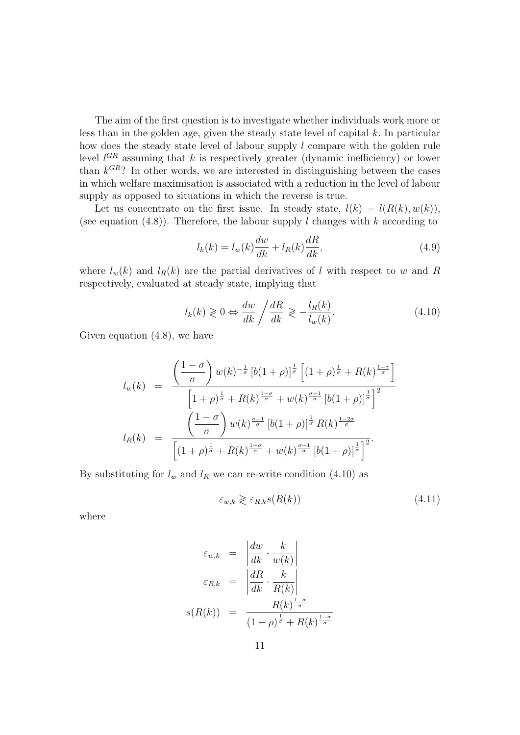The aim of the first question is to investigate whether individuals work more or less than in the golden age, given the steady state level of capital $k$. In particular how does the steady state level of labour supply $l$ compare with the golden rule level $l^{GR}$ assuming that $k$ is respectively greater (dynamic inefficiency) or lower than $k^{GR}$? In other words, we are interested in distinguishing between the cases in which welfare maximisation is associated with a reduction in the level of labour supply as opposed to situations in which the reverse is true.

Let us concentrate on the first issue. In steady state, $l(k) = l(R(k), w(k))$, (see equation (4.8)). Therefore, the labour supply $l$ changes with $k$ according to

$$l_k(k) = l_w(k)\frac{dw}{dk} + l_R(k)\frac{dR}{dk}, \tag{4.9}$$

where $l_w(k)$ and $l_R(k)$ are the partial derivatives of $l$ with respect to $w$ and $R$ respectively, evaluated at steady state, implying that

$$l_k(k) \gtreqless 0 \Leftrightarrow \frac{dw}{dk} \Bigg/ \frac{dR}{dk} \gtreqless -\frac{l_R(k)}{l_w(k)}. \tag{4.10}$$

Given equation (4.8), we have

$$\begin{aligned}
l_w(k) &= \frac{\left(\dfrac{1-\sigma}{\sigma}\right) w(k)^{-\frac{1}{\sigma}} \left[b(1+\rho)\right]^{\frac{1}{\sigma}} \left[(1+\rho)^{\frac{1}{\sigma}} + R(k)^{\frac{1-\sigma}{\sigma}}\right]}{\left[1+\rho)^{\frac{1}{\sigma}} + R(k)^{\frac{1-\sigma}{\sigma}} + w(k)^{\frac{\sigma-1}{\sigma}} \left[b(1+\rho)\right]^{\frac{1}{\sigma}}\right]^2} \\
l_R(k) &= \frac{\left(\dfrac{1-\sigma}{\sigma}\right) w(k)^{\frac{\sigma-1}{\sigma}} \left[b(1+\rho)\right]^{\frac{1}{\sigma}} R(k)^{\frac{1-2\sigma}{\sigma}}}{\left[(1+\rho)^{\frac{1}{\sigma}} + R(k)^{\frac{1-\sigma}{\sigma}} + w(k)^{\frac{\sigma-1}{\sigma}} \left[b(1+\rho)\right]^{\frac{1}{\sigma}}\right]^2}.
\end{aligned}$$

By substituting for $l_w$ and $l_R$ we can re-write condition (4.10) as

$$\varepsilon_{w,k} \gtreqless \varepsilon_{R,k} s(R(k)) \tag{4.11}$$

where

$$\begin{aligned}
\varepsilon_{w,k} &= \left| \frac{dw}{dk} \cdot \frac{k}{w(k)} \right| \\
\varepsilon_{R,k} &= \left| \frac{dR}{dk} \cdot \frac{k}{R(k)} \right| \\
s(R(k)) &= \frac{R(k)^{\frac{1-\sigma}{\sigma}}}{(1+\rho)^{\frac{1}{\sigma}} + R(k)^{\frac{1-\sigma}{\sigma}}}
\end{aligned}$$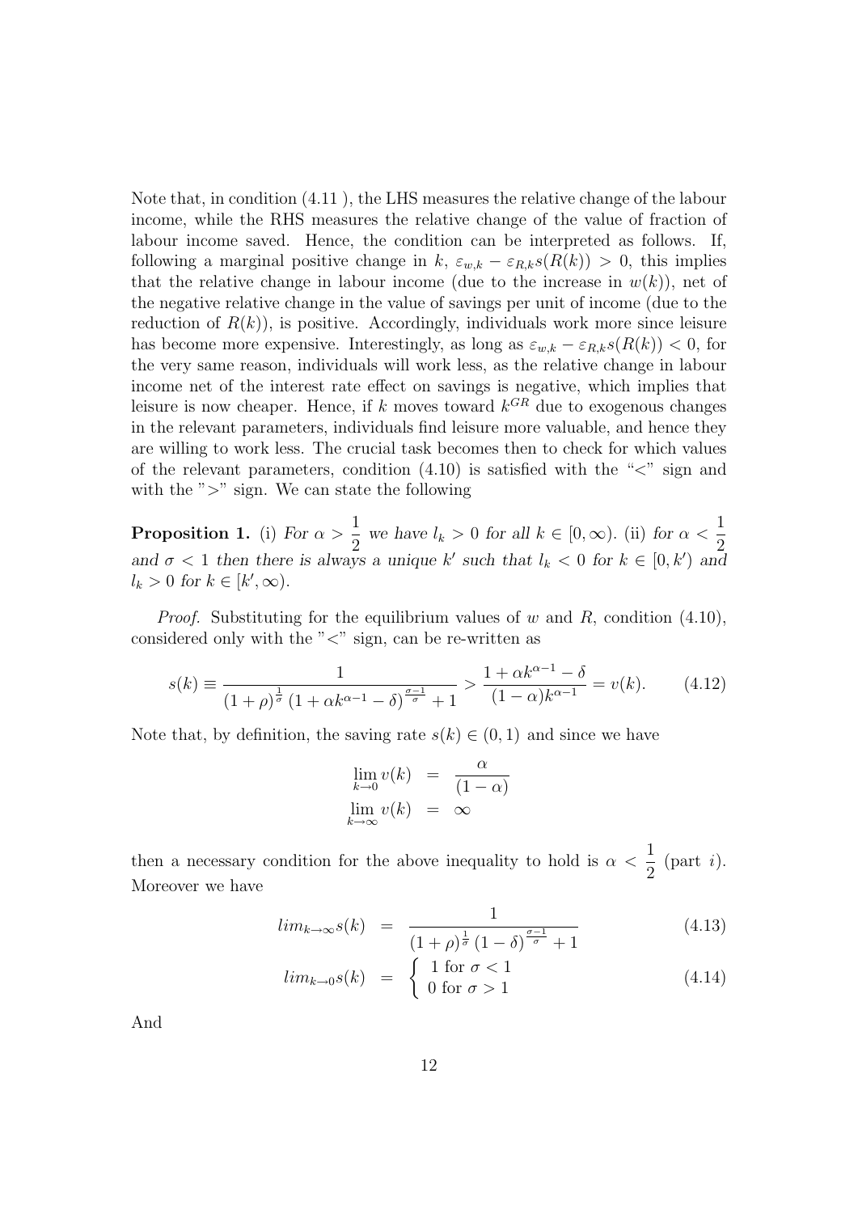Note that, in condition (4.11 ), the LHS measures the relative change of the labour income, while the RHS measures the relative change of the value of fraction of labour income saved. Hence, the condition can be interpreted as follows. If, following a marginal positive change in $k$, $\varepsilon_{w,k} - \varepsilon_{R,k} s(R(k)) > 0$, this implies that the relative change in labour income (due to the increase in $w(k)$), net of the negative relative change in the value of savings per unit of income (due to the reduction of $R(k)$), is positive. Accordingly, individuals work more since leisure has become more expensive. Interestingly, as long as $\varepsilon_{w,k} - \varepsilon_{R,k} s(R(k)) < 0$, for the very same reason, individuals will work less, as the relative change in labour income net of the interest rate effect on savings is negative, which implies that leisure is now cheaper. Hence, if $k$ moves toward $k^{GR}$ due to exogenous changes in the relevant parameters, individuals find leisure more valuable, and hence they are willing to work less. The crucial task becomes then to check for which values of the relevant parameters, condition (4.10) is satisfied with the "<" sign and with the ">" sign. We can state the following

**Proposition 1.** *(i) For $\alpha > \dfrac{1}{2}$ we have $l_k > 0$ for all $k \in [0, \infty)$. (ii) for $\alpha < \dfrac{1}{2}$ and $\sigma < 1$ then there is always a unique $k'$ such that $l_k < 0$ for $k \in [0, k')$ and $l_k > 0$ for $k \in [k', \infty)$.*

*Proof.* Substituting for the equilibrium values of $w$ and $R$, condition (4.10), considered only with the "<" sign, can be re-written as

$$s(k) \equiv \frac{1}{(1+\rho)^{\frac{1}{\sigma}} \left(1 + \alpha k^{\alpha-1} - \delta\right)^{\frac{\sigma-1}{\sigma}} + 1} > \frac{1 + \alpha k^{\alpha-1} - \delta}{(1-\alpha) k^{\alpha-1}} = v(k). \tag{4.12}$$

Note that, by definition, the saving rate $s(k) \in (0,1)$ and since we have

$$\begin{aligned} \lim_{k \to 0} v(k) &= \frac{\alpha}{(1-\alpha)} \\ \lim_{k \to \infty} v(k) &= \infty \end{aligned}$$

then a necessary condition for the above inequality to hold is $\alpha < \dfrac{1}{2}$ (part $i$). Moreover we have

$$lim_{k \to \infty} s(k) = \frac{1}{(1+\rho)^{\frac{1}{\sigma}} (1-\delta)^{\frac{\sigma-1}{\sigma}} + 1} \tag{4.13}$$

$$lim_{k \to 0} s(k) = \begin{cases} 1 \text{ for } \sigma < 1 \\ 0 \text{ for } \sigma > 1 \end{cases} \tag{4.14}$$

And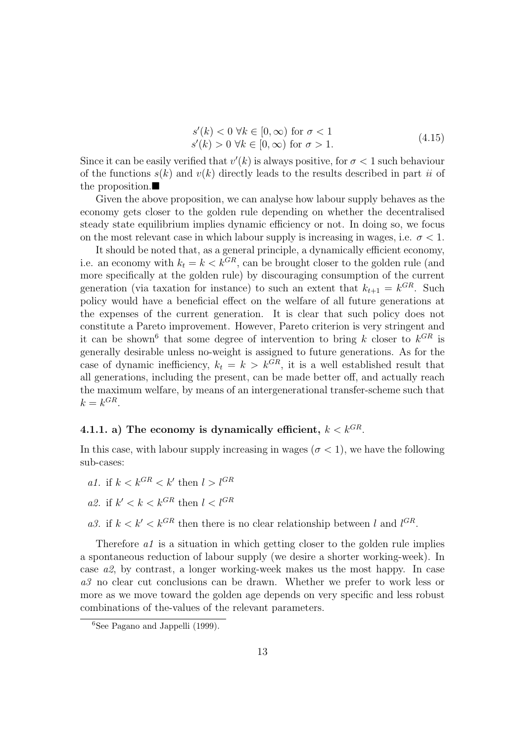$$
\begin{aligned}
s'(k) &< 0 \ \forall k \in [0, \infty) \text{ for } \sigma < 1 \\
s'(k) &> 0 \ \forall k \in [0, \infty) \text{ for } \sigma > 1.
\end{aligned}
\tag{4.15}
$$

Since it can be easily verified that $v'(k)$ is always positive, for $\sigma < 1$ such behaviour of the functions $s(k)$ and $v(k)$ directly leads to the results described in part *ii* of the proposition.■

Given the above proposition, we can analyse how labour supply behaves as the economy gets closer to the golden rule depending on whether the decentralised steady state equilibrium implies dynamic efficiency or not. In doing so, we focus on the most relevant case in which labour supply is increasing in wages, i.e. $\sigma < 1$.

It should be noted that, as a general principle, a dynamically efficient economy, i.e. an economy with $k_t = k < k^{GR}$, can be brought closer to the golden rule (and more specifically at the golden rule) by discouraging consumption of the current generation (via taxation for instance) to such an extent that $k_{t+1} = k^{GR}$. Such policy would have a beneficial effect on the welfare of all future generations at the expenses of the current generation. It is clear that such policy does not constitute a Pareto improvement. However, Pareto criterion is very stringent and it can be shown[6] that some degree of intervention to bring $k$ closer to $k^{GR}$ is generally desirable unless no-weight is assigned to future generations. As for the case of dynamic inefficiency, $k_t = k > k^{GR}$, it is a well established result that all generations, including the present, can be made better off, and actually reach the maximum welfare, by means of an intergenerational transfer-scheme such that $k = k^{GR}$.

### 4.1.1. a) The economy is dynamically efficient, $k < k^{GR}$.

In this case, with labour supply increasing in wages ($\sigma < 1$), we have the following sub-cases:

- *a1.* if $k < k^{GR} < k'$ then $l > l^{GR}$
- *a2.* if $k' < k < k^{GR}$ then $l < l^{GR}$
- *a3.* if $k < k' < k^{GR}$ then there is no clear relationship between $l$ and $l^{GR}$.

Therefore *a1* is a situation in which getting closer to the golden rule implies a spontaneous reduction of labour supply (we desire a shorter working-week). In case *a2*, by contrast, a longer working-week makes us the most happy. In case *a3* no clear cut conclusions can be drawn. Whether we prefer to work less or more as we move toward the golden age depends on very specific and less robust combinations of the-values of the relevant parameters.

[6] See Pagano and Jappelli (1999).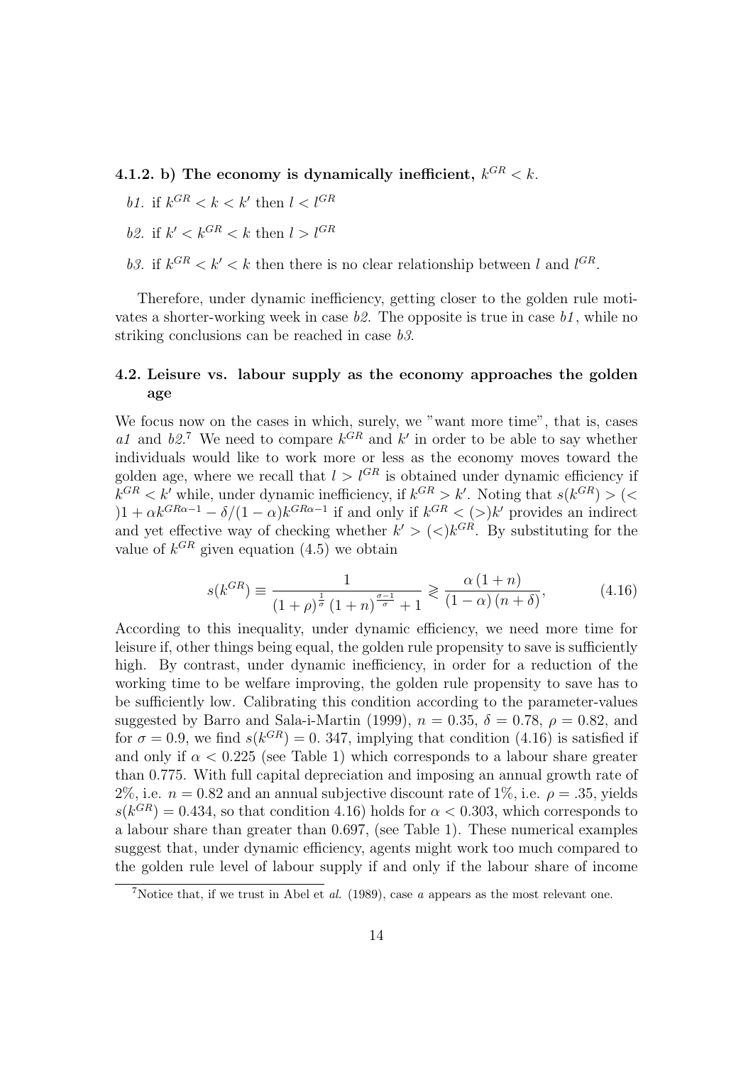#### 4.1.2. b) The economy is dynamically inefficient, $k^{GR} < k$.

*b1.* if $k^{GR} < k < k'$ then $l < l^{GR}$

*b2.* if $k' < k^{GR} < k$ then $l > l^{GR}$

*b3.* if $k^{GR} < k' < k$ then there is no clear relationship between $l$ and $l^{GR}$.

Therefore, under dynamic inefficiency, getting closer to the golden rule motivates a shorter-working week in case *b2*. The opposite is true in case *b1*, while no striking conclusions can be reached in case *b3*.

### 4.2. Leisure vs. labour supply as the economy approaches the golden age

We focus now on the cases in which, surely, we "want more time", that is, cases *a1* and *b2*.[7] We need to compare $k^{GR}$ and $k'$ in order to be able to say whether individuals would like to work more or less as the economy moves toward the golden age, where we recall that $l > l^{GR}$ is obtained under dynamic efficiency if $k^{GR} < k'$ while, under dynamic inefficiency, if $k^{GR} > k'$. Noting that $s(k^{GR}) > (<) 1 + \alpha k^{GR\alpha-1} - \delta/(1-\alpha)k^{GR\alpha-1}$ if and only if $k^{GR} < (>) k'$ provides an indirect and yet effective way of checking whether $k' > (<) k^{GR}$. By substituting for the value of $k^{GR}$ given equation (4.5) we obtain

$$s(k^{GR}) \equiv \frac{1}{(1+\rho)^{\frac{1}{\sigma}} (1+n)^{\frac{\sigma-1}{\sigma}} + 1} \gtrless \frac{\alpha (1+n)}{(1-\alpha)(n+\delta)}, \tag{4.16}$$

According to this inequality, under dynamic efficiency, we need more time for leisure if, other things being equal, the golden rule propensity to save is sufficiently high. By contrast, under dynamic inefficiency, in order for a reduction of the working time to be welfare improving, the golden rule propensity to save has to be sufficiently low. Calibrating this condition according to the parameter-values suggested by Barro and Sala-i-Martin (1999), $n = 0.35$, $\delta = 0.78$, $\rho = 0.82$, and for $\sigma = 0.9$, we find $s(k^{GR}) = 0.\ 347$, implying that condition (4.16) is satisfied if and only if $\alpha < 0.225$ (see Table 1) which corresponds to a labour share greater than 0.775. With full capital depreciation and imposing an annual growth rate of 2%, i.e. $n = 0.82$ and an annual subjective discount rate of 1%, i.e. $\rho = .35$, yields $s(k^{GR}) = 0.434$, so that condition 4.16) holds for $\alpha < 0.303$, which corresponds to a labour share than greater than 0.697, (see Table 1). These numerical examples suggest that, under dynamic efficiency, agents might work too much compared to the golden rule level of labour supply if and only if the labour share of income

[7] Notice that, if we trust in Abel et *al.* (1989), case *a* appears as the most relevant one.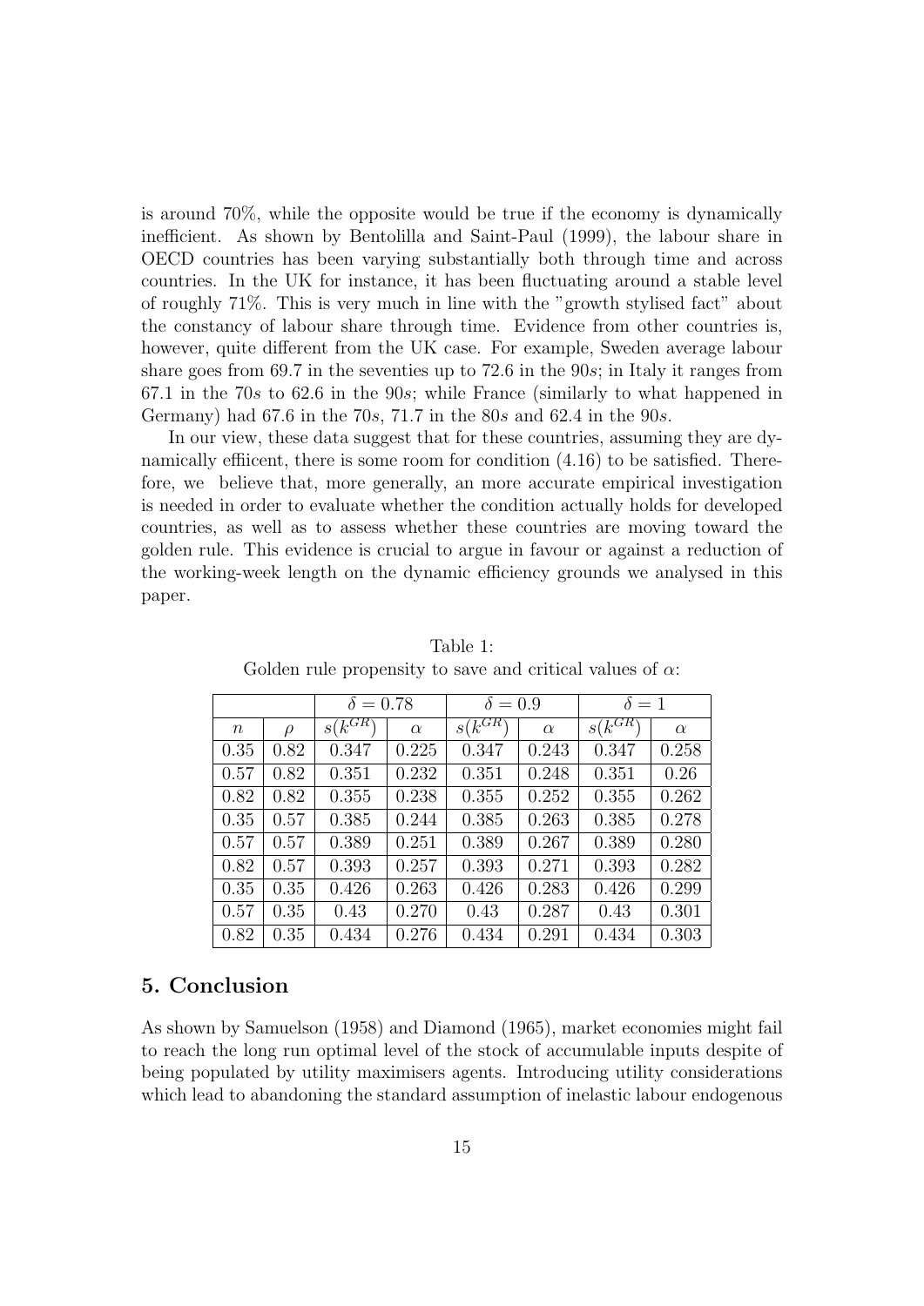is around 70%, while the opposite would be true if the economy is dynamically inefficient. As shown by Bentolilla and Saint-Paul (1999), the labour share in OECD countries has been varying substantially both through time and across countries. In the UK for instance, it has been fluctuating around a stable level of roughly 71%. This is very much in line with the "growth stylised fact" about the constancy of labour share through time. Evidence from other countries is, however, quite different from the UK case. For example, Sweden average labour share goes from 69.7 in the seventies up to 72.6 in the 90$s$; in Italy it ranges from 67.1 in the 70$s$ to 62.6 in the 90$s$; while France (similarly to what happened in Germany) had 67.6 in the 70$s$, 71.7 in the 80$s$ and 62.4 in the 90$s$.

In our view, these data suggest that for these countries, assuming they are dynamically effiicent, there is some room for condition (4.16) to be satisfied. Therefore, we believe that, more generally, an more accurate empirical investigation is needed in order to evaluate whether the condition actually holds for developed countries, as well as to assess whether these countries are moving toward the golden rule. This evidence is crucial to argue in favour or against a reduction of the working-week length on the dynamic efficiency grounds we analysed in this paper.

Table 1:
Golden rule propensity to save and critical values of $\alpha$:

| | | $\delta = 0.78$ | | $\delta = 0.9$ | | $\delta = 1$ | |
|---|---|---|---|---|---|---|---|
| $n$ | $\rho$ | $s(k^{GR})$ | $\alpha$ | $s(k^{GR})$ | $\alpha$ | $s(k^{GR})$ | $\alpha$ |
| 0.35 | 0.82 | 0.347 | 0.225 | 0.347 | 0.243 | 0.347 | 0.258 |
| 0.57 | 0.82 | 0.351 | 0.232 | 0.351 | 0.248 | 0.351 | 0.26 |
| 0.82 | 0.82 | 0.355 | 0.238 | 0.355 | 0.252 | 0.355 | 0.262 |
| 0.35 | 0.57 | 0.385 | 0.244 | 0.385 | 0.263 | 0.385 | 0.278 |
| 0.57 | 0.57 | 0.389 | 0.251 | 0.389 | 0.267 | 0.389 | 0.280 |
| 0.82 | 0.57 | 0.393 | 0.257 | 0.393 | 0.271 | 0.393 | 0.282 |
| 0.35 | 0.35 | 0.426 | 0.263 | 0.426 | 0.283 | 0.426 | 0.299 |
| 0.57 | 0.35 | 0.43 | 0.270 | 0.43 | 0.287 | 0.43 | 0.301 |
| 0.82 | 0.35 | 0.434 | 0.276 | 0.434 | 0.291 | 0.434 | 0.303 |

## 5. Conclusion

As shown by Samuelson (1958) and Diamond (1965), market economies might fail to reach the long run optimal level of the stock of accumulable inputs despite of being populated by utility maximisers agents. Introducing utility considerations which lead to abandoning the standard assumption of inelastic labour endogenous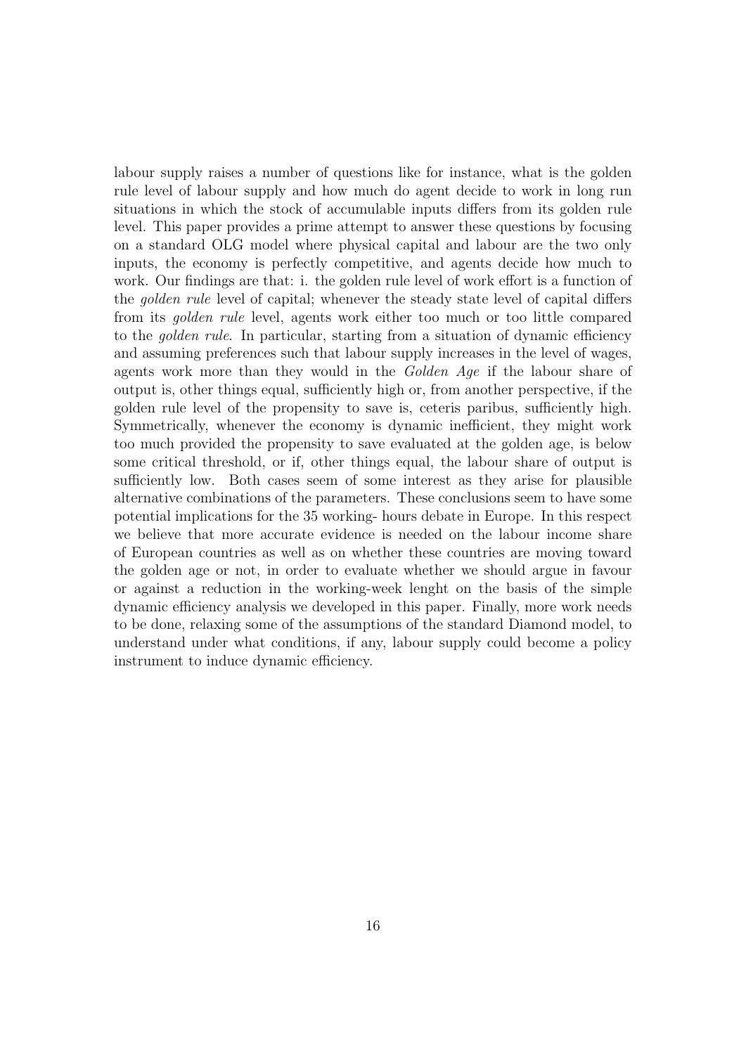labour supply raises a number of questions like for instance, what is the golden rule level of labour supply and how much do agent decide to work in long run situations in which the stock of accumulable inputs differs from its golden rule level. This paper provides a prime attempt to answer these questions by focusing on a standard OLG model where physical capital and labour are the two only inputs, the economy is perfectly competitive, and agents decide how much to work. Our findings are that: i. the golden rule level of work effort is a function of the *golden rule* level of capital; whenever the steady state level of capital differs from its *golden rule* level, agents work either too much or too little compared to the *golden rule*. In particular, starting from a situation of dynamic efficiency and assuming preferences such that labour supply increases in the level of wages, agents work more than they would in the *Golden Age* if the labour share of output is, other things equal, sufficiently high or, from another perspective, if the golden rule level of the propensity to save is, ceteris paribus, sufficiently high. Symmetrically, whenever the economy is dynamic inefficient, they might work too much provided the propensity to save evaluated at the golden age, is below some critical threshold, or if, other things equal, the labour share of output is sufficiently low. Both cases seem of some interest as they arise for plausible alternative combinations of the parameters. These conclusions seem to have some potential implications for the 35 working- hours debate in Europe. In this respect we believe that more accurate evidence is needed on the labour income share of European countries as well as on whether these countries are moving toward the golden age or not, in order to evaluate whether we should argue in favour or against a reduction in the working-week lenght on the basis of the simple dynamic efficiency analysis we developed in this paper. Finally, more work needs to be done, relaxing some of the assumptions of the standard Diamond model, to understand under what conditions, if any, labour supply could become a policy instrument to induce dynamic efficiency.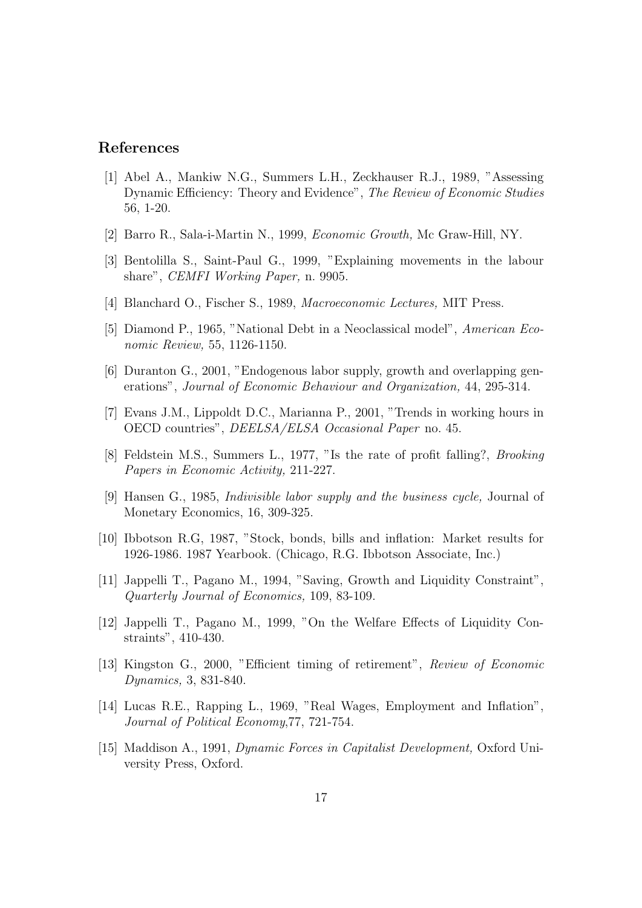## References

[1] Abel A., Mankiw N.G., Summers L.H., Zeckhauser R.J., 1989, "Assessing Dynamic Efficiency: Theory and Evidence", *The Review of Economic Studies* 56, 1-20.

[2] Barro R., Sala-i-Martin N., 1999, *Economic Growth,* Mc Graw-Hill, NY.

[3] Bentolilla S., Saint-Paul G., 1999, "Explaining movements in the labour share", *CEMFI Working Paper,* n. 9905.

[4] Blanchard O., Fischer S., 1989, *Macroeconomic Lectures,* MIT Press.

[5] Diamond P., 1965, "National Debt in a Neoclassical model", *American Economic Review,* 55, 1126-1150.

[6] Duranton G., 2001, "Endogenous labor supply, growth and overlapping generations", *Journal of Economic Behaviour and Organization,* 44, 295-314.

[7] Evans J.M., Lippoldt D.C., Marianna P., 2001, "Trends in working hours in OECD countries", *DEELSA/ELSA Occasional Paper* no. 45.

[8] Feldstein M.S., Summers L., 1977, "Is the rate of profit falling?, *Brooking Papers in Economic Activity,* 211-227.

[9] Hansen G., 1985, *Indivisible labor supply and the business cycle,* Journal of Monetary Economics, 16, 309-325.

[10] Ibbotson R.G, 1987, "Stock, bonds, bills and inflation: Market results for 1926-1986. 1987 Yearbook. (Chicago, R.G. Ibbotson Associate, Inc.)

[11] Jappelli T., Pagano M., 1994, "Saving, Growth and Liquidity Constraint", *Quarterly Journal of Economics,* 109, 83-109.

[12] Jappelli T., Pagano M., 1999, "On the Welfare Effects of Liquidity Constraints", 410-430.

[13] Kingston G., 2000, "Efficient timing of retirement", *Review of Economic Dynamics,* 3, 831-840.

[14] Lucas R.E., Rapping L., 1969, "Real Wages, Employment and Inflation", *Journal of Political Economy,*77, 721-754.

[15] Maddison A., 1991, *Dynamic Forces in Capitalist Development,* Oxford University Press, Oxford.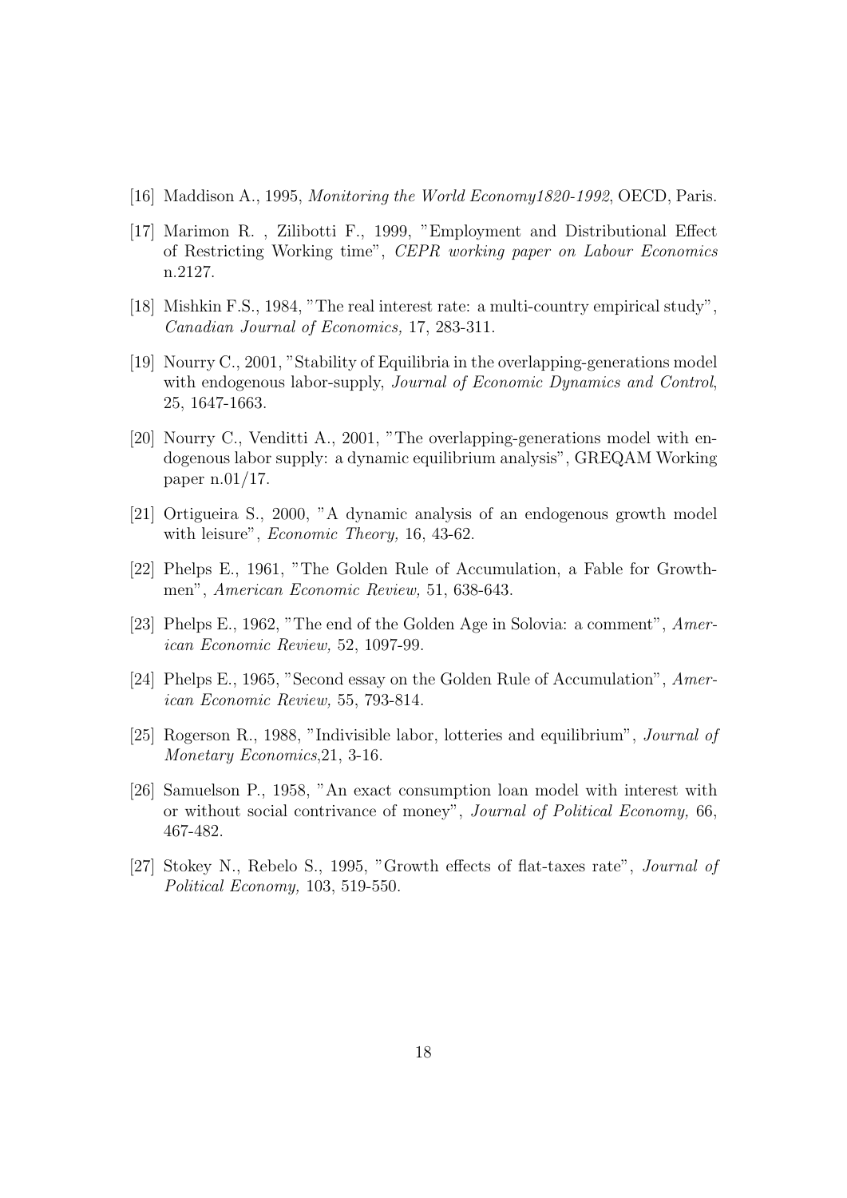[16] Maddison A., 1995, *Monitoring the World Economy1820-1992*, OECD, Paris.

[17] Marimon R. , Zilibotti F., 1999, "Employment and Distributional Effect of Restricting Working time", *CEPR working paper on Labour Economics* n.2127.

[18] Mishkin F.S., 1984, "The real interest rate: a multi-country empirical study", *Canadian Journal of Economics,* 17, 283-311.

[19] Nourry C., 2001, "Stability of Equilibria in the overlapping-generations model with endogenous labor-supply, *Journal of Economic Dynamics and Control*, 25, 1647-1663.

[20] Nourry C., Venditti A., 2001, "The overlapping-generations model with endogenous labor supply: a dynamic equilibrium analysis", GREQAM Working paper n.01/17.

[21] Ortigueira S., 2000, "A dynamic analysis of an endogenous growth model with leisure", *Economic Theory,* 16, 43-62.

[22] Phelps E., 1961, "The Golden Rule of Accumulation, a Fable for Growthmen", *American Economic Review,* 51, 638-643.

[23] Phelps E., 1962, "The end of the Golden Age in Solovia: a comment", *American Economic Review,* 52, 1097-99.

[24] Phelps E., 1965, "Second essay on the Golden Rule of Accumulation", *American Economic Review,* 55, 793-814.

[25] Rogerson R., 1988, "Indivisible labor, lotteries and equilibrium", *Journal of Monetary Economics*,21, 3-16.

[26] Samuelson P., 1958, "An exact consumption loan model with interest with or without social contrivance of money", *Journal of Political Economy,* 66, 467-482.

[27] Stokey N., Rebelo S., 1995, "Growth effects of flat-taxes rate", *Journal of Political Economy,* 103, 519-550.